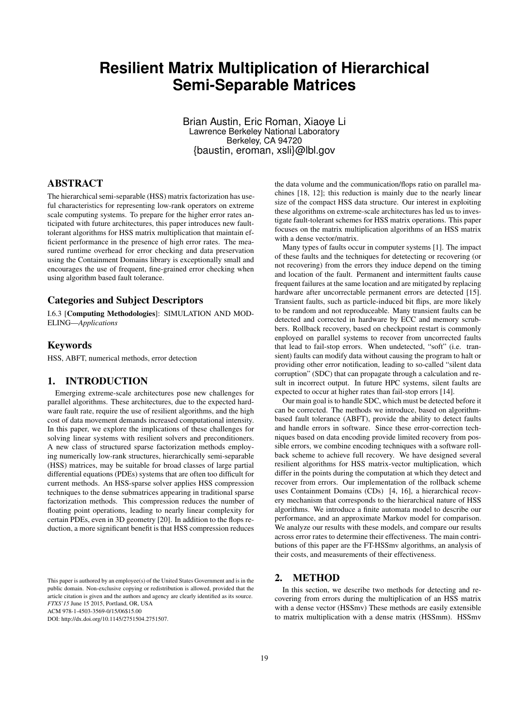# Resilient Matrix Multiplication of Hierarchical Semi-Separable Matrices

Brian Austin, Eric Roman, Xiaoye Li
Lawrence Berkeley National Laboratory
Berkeley, CA 94720
{baustin, eroman, xsli}@lbl.gov

## ABSTRACT

The hierarchical semi-separable (HSS) matrix factorization has useful characteristics for representing low-rank operators on extreme scale computing systems. To prepare for the higher error rates anticipated with future architectures, this paper introduces new fault-tolerant algorithms for HSS matrix multiplication that maintain efficient performance in the presence of high error rates. The measured runtime overhead for error checking and data preservation using the Containment Domains library is exceptionally small and encourages the use of frequent, fine-grained error checking when using algorithm based fault tolerance.

### Categories and Subject Descriptors

I.6.3 [**Computing Methodologies**]: SIMULATION AND MODELING—*Applications*

### Keywords

HSS, ABFT, numerical methods, error detection

## 1. INTRODUCTION

Emerging extreme-scale architectures pose new challenges for parallel algorithms. These architectures, due to the expected hardware fault rate, require the use of resilient algorithms, and the high cost of data movement demands increased computational intensity. In this paper, we explore the implications of these challenges for solving linear systems with resilient solvers and preconditioners. A new class of structured sparse factorization methods employing numerically low-rank structures, hierarchically semi-separable (HSS) matrices, may be suitable for broad classes of large partial differential equations (PDEs) systems that are often too difficult for current methods. An HSS-sparse solver applies HSS compression techniques to the dense submatrices appearing in traditional sparse factorization methods. This compression reduces the number of floating point operations, leading to nearly linear complexity for certain PDEs, even in 3D geometry [20]. In addition to the flops reduction, a more significant benefit is that HSS compression reduces the data volume and the communication/flops ratio on parallel machines [18, 12]; this reduction is mainly due to the nearly linear size of the compact HSS data structure. Our interest in exploiting these algorithms on extreme-scale architectures has led us to investigate fault-tolerant schemes for HSS matrix operations. This paper focuses on the matrix multiplication algorithms of an HSS matrix with a dense vector/matrix.

Many types of faults occur in computer systems [1]. The impact of these faults and the techniques for detetecting or recovering (or not recovering) from the errors they induce depend on the timing and location of the fault. Permanent and intermittent faults cause frequent failures at the same location and are mitigated by replacing hardware after uncorrectable permanent errors are detected [15]. Transient faults, such as particle-induced bit flips, are more likely to be random and not reproduceable. Many transient faults can be detected and corrected in hardware by ECC and memory scrubbers. Rollback recovery, based on checkpoint restart is commonly enployed on parallel systems to recover from uncorrected faults that lead to fail-stop errors. When undetected, "soft" (i.e. transient) faults can modify data without causing the program to halt or providing other error notification, leading to so-called "silent data corruption" (SDC) that can propagate through a calculation and result in incorrect output. In future HPC systems, silent faults are expected to occur at higher rates than fail-stop errors [14].

Our main goal is to handle SDC, which must be detected before it can be corrected. The methods we introduce, based on algorithm-based fault tolerance (ABFT), provide the ability to detect faults and handle errors in software. Since these error-correction techniques based on data encoding provide limited recovery from possible errors, we combine encoding techniques with a software rollback scheme to achieve full recovery. We have designed several resilient algorithms for HSS matrix-vector multiplication, which differ in the points during the computation at which they detect and recover from errors. Our implementation of the rollback scheme uses Containment Domains (CDs) [4, 16], a hierarchical recovery mechanism that corresponds to the hierarchical nature of HSS algorithms. We introduce a finite automata model to describe our performance, and an approximate Markov model for comparison. We analyze our results with these models, and compare our results across error rates to determine their effectiveness. The main contributions of this paper are the FT-HSSmv algorithms, an analysis of their costs, and measurements of their effectiveness.

## 2. METHOD

In this section, we describe two methods for detecting and recovering from errors during the multiplication of an HSS matrix with a dense vector (HSSmv) These methods are easily extensible to matrix multiplication with a dense matrix (HSSmm). HSSmv

This paper is authored by an employee(s) of the United States Government and is in the public domain. Non-exclusive copying or redistribution is allowed, provided that the article citation is given and the authors and agency are clearly identified as its source.
*FTXS'15* June 15 2015, Portland, OR, USA
ACM 978-1-4503-3569-0/15/06$15.00
DOI: http://dx.doi.org/10.1145/2751504.2751507.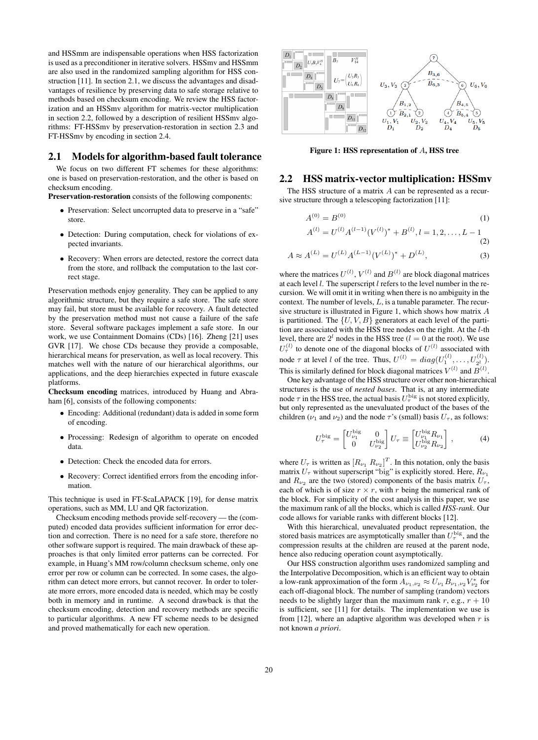and HSSmm are indispensable operations when HSS factorization is used as a preconditioner in iterative solvers. HSSmv and HSSmm are also used in the randomized sampling algorithm for HSS construction [11]. In section 2.1, we discuss the advantages and disadvantages of resilience by preserving data to safe storage relative to methods based on checksum encoding. We review the HSS factorization and an HSSmv algorithm for matrix-vector multiplication in section 2.2, followed by a description of resilient HSSmv algorithms: FT-HSSmv by preservation-restoration in section 2.3 and FT-HSSmv by encoding in section 2.4.

## 2.1 Models for algorithm-based fault tolerance

We focus on two different FT schemes for these algorithms: one is based on preservation-restoration, and the other is based on checksum encoding.

**Preservation-restoration** consists of the following components:

- Preservation: Select uncorrupted data to preserve in a "safe" store.
- Detection: During computation, check for violations of expected invariants.
- Recovery: When errors are detected, restore the correct data from the store, and rollback the computation to the last correct stage.

Preservation methods enjoy generality. They can be applied to any algorithmic structure, but they require a safe store. The safe store may fail, but store must be available for recovery. A fault detected by the preservation method must not cause a failure of the safe store. Several software packages implement a safe store. In our work, we use Containment Domains (CDs) [16]. Zheng [21] uses GVR [17]. We chose CDs because they provide a composable, hierarchical means for preservation, as well as local recovery. This matches well with the nature of our hierarchical algorithms, our applications, and the deep hierarchies expected in future exascale platforms.

**Checksum encoding** matrices, introduced by Huang and Abraham [6], consists of the following components:

- Encoding: Additional (redundant) data is added in some form of encoding.
- Processing: Redesign of algorithm to operate on encoded data.
- Detection: Check the encoded data for errors.
- Recovery: Correct identified errors from the encoding information.

This technique is used in FT-ScaLAPACK [19], for dense matrix operations, such as MM, LU and QR factorization.

Checksum encoding methods provide self-recovery — the (computed) encoded data provides sufficient information for error detection and correction. There is no need for a safe store, therefore no other software support is required. The main drawback of these approaches is that only limited error patterns can be corrected. For example, in Huang's MM row/column checksum scheme, only one error per row or column can be corrected. In some cases, the algorithm can detect more errors, but cannot recover. In order to tolerate more errors, more encoded data is needed, which may be costly both in memory and in runtime. A second drawback is that the checksum encoding, detection and recovery methods are specific to particular algorithms. A new FT scheme needs to be designed and proved mathematically for each new operation.

**Figure 1: HSS representation of $A$, HSS tree**

## 2.2 HSS matrix-vector multiplication: HSSmv

The HSS structure of a matrix $A$ can be represented as a recursive structure through a telescoping factorization [11]:

$$A^{(0)} = B^{(0)} \tag{1}$$

$$A^{(l)} = U^{(l)} A^{(l-1)} (V^{(l)})^* + B^{(l)}, l = 1, 2, \ldots, L-1 \tag{2}$$

$$A \approx A^{(L)} = U^{(L)} A^{(L-1)} (V^{(L)})^* + D^{(L)}, \tag{3}$$

where the matrices $U^{(l)}$, $V^{(l)}$ and $B^{(l)}$ are block diagonal matrices at each level $l$. The superscript $l$ refers to the level number in the recursion. We will omit it in writing when there is no ambiguity in the context. The number of levels, $L$, is a tunable parameter. The recursive structure is illustrated in Figure 1, which shows how matrix $A$ is partitioned. The $\{U, V, B\}$ generators at each level of the partition are associated with the HSS tree nodes on the right. At the $l$-th level, there are $2^l$ nodes in the HSS tree ($l = 0$ at the root). We use $U_\tau^{(l)}$ to denote one of the diagonal blocks of $U^{(l)}$ associated with node $\tau$ at level $l$ of the tree. Thus, $U^{(l)} = diag(U_1^{(l)}, \ldots, U_{2^l}^{(l)})$. This is similarly defined for block diagonal matrices $V^{(l)}$ and $B^{(l)}$.

One key advantage of the HSS structure over other non-hierarchical structures is the use of *nested bases*. That is, at any intermediate node $\tau$ in the HSS tree, the actual basis $U_\tau^{\text{big}}$ is not stored explicitly, but only represented as the unevaluated product of the bases of the children ($\nu_1$ and $\nu_2$) and the node $\tau$'s (small) basis $U_\tau$, as follows:

$$U_\tau^{\text{big}} = \begin{bmatrix} U_{\nu_1}^{\text{big}} & 0 \\ 0 & U_{\nu_2}^{\text{big}} \end{bmatrix} U_\tau \equiv \begin{bmatrix} U_{\nu_1}^{\text{big}} R_{\nu_1} \\ U_{\nu_2}^{\text{big}} R_{\nu_2} \end{bmatrix}, \tag{4}$$

where $U_\tau$ is written as $[R_{\nu_1}\ R_{\nu_2}]^T$. In this notation, only the basis matrix $U_\tau$ without superscript "big" is explicitly stored. Here, $R_{\nu_1}$ and $R_{\nu_2}$ are the two (stored) components of the basis matrix $U_\tau$, each of which is of size $r \times r$, with $r$ being the numerical rank of the block. For simplicity of the cost analysis in this paper, we use the maximum rank of all the blocks, which is called *HSS-rank*. Our code allows for variable ranks with different blocks [12].

With this hierarchical, unevaluated product representation, the stored basis matrices are asymptotically smaller than $U_\tau^{\text{big}}$, and the compression results at the children are reused at the parent node, hence also reducing operation count asymptotically.

Our HSS construction algorithm uses randomized sampling and the Interpolative Decomposition, which is an efficient way to obtain a low-rank approximation of the form $A_{\nu_1,\nu_2} \approx U_{\nu_1} B_{\nu_1,\nu_2} V_{\nu_2}^*$ for each off-diagonal block. The number of sampling (random) vectors needs to be slightly larger than the maximum rank $r$, e.g., $r + 10$ is sufficient, see [11] for details. The implementation we use is from [12], where an adaptive algorithm was developed when $r$ is not known *a priori*.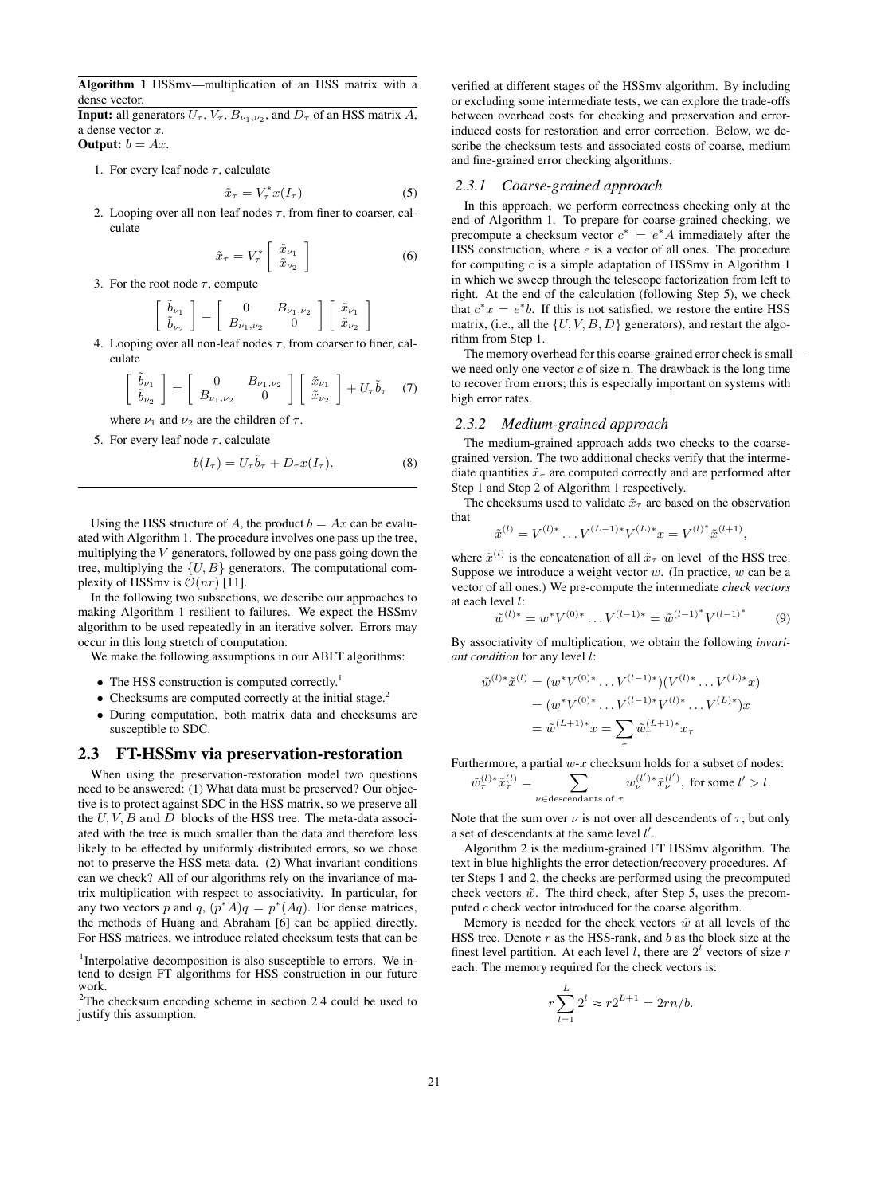**Algorithm 1** HSSmv—multiplication of an HSS matrix with a dense vector.

**Input:** all generators $U_\tau$, $V_\tau$, $B_{\nu_1,\nu_2}$, and $D_\tau$ of an HSS matrix $A$, a dense vector $x$.

**Output:** $b = Ax$.

1. For every leaf node $\tau$, calculate
$$\tilde{x}_\tau = V_\tau^* x(I_\tau) \tag{5}$$
2. Looping over all non-leaf nodes $\tau$, from finer to coarser, calculate
$$\tilde{x}_\tau = V_\tau^* \begin{bmatrix} \tilde{x}_{\nu_1} \\ \tilde{x}_{\nu_2} \end{bmatrix} \tag{6}$$
3. For the root node $\tau$, compute
$$\begin{bmatrix} \tilde{b}_{\nu_1} \\ \tilde{b}_{\nu_2} \end{bmatrix} = \begin{bmatrix} 0 & B_{\nu_1,\nu_2} \\ B_{\nu_1,\nu_2} & 0 \end{bmatrix} \begin{bmatrix} \tilde{x}_{\nu_1} \\ \tilde{x}_{\nu_2} \end{bmatrix}$$
4. Looping over all non-leaf nodes $\tau$, from coarser to finer, calculate
$$\begin{bmatrix} \tilde{b}_{\nu_1} \\ \tilde{b}_{\nu_2} \end{bmatrix} = \begin{bmatrix} 0 & B_{\nu_1,\nu_2} \\ B_{\nu_1,\nu_2} & 0 \end{bmatrix} \begin{bmatrix} \tilde{x}_{\nu_1} \\ \tilde{x}_{\nu_2} \end{bmatrix} + U_\tau \tilde{b}_\tau \tag{7}$$
where $\nu_1$ and $\nu_2$ are the children of $\tau$.
5. For every leaf node $\tau$, calculate
$$b(I_\tau) = U_\tau \tilde{b}_\tau + D_\tau x(I_\tau). \tag{8}$$

Using the HSS structure of $A$, the product $b = Ax$ can be evaluated with Algorithm 1. The procedure involves one pass up the tree, multiplying the $V$ generators, followed by one pass going down the tree, multiplying the $\{U, B\}$ generators. The computational complexity of HSSmv is $\mathcal{O}(nr)$ [11].

In the following two subsections, we describe our approaches to making Algorithm 1 resilient to failures. We expect the HSSmv algorithm to be used repeatedly in an iterative solver. Errors may occur in this long stretch of computation.

We make the following assumptions in our ABFT algorithms:

- The HSS construction is computed correctly.[1]
- Checksums are computed correctly at the initial stage.[2]
- During computation, both matrix data and checksums are susceptible to SDC.

## 2.3 FT-HSSmv via preservation-restoration

When using the preservation-restoration model two questions need to be answered: (1) What data must be preserved? Our objective is to protect against SDC in the HSS matrix, so we preserve all the $U, V, B$ and $D$ blocks of the HSS tree. The meta-data associated with the tree is much smaller than the data and therefore less likely to be effected by uniformly distributed errors, so we chose not to preserve the HSS meta-data. (2) What invariant conditions can we check? All of our algorithms rely on the invariance of matrix multiplication with respect to associativity. In particular, for any two vectors $p$ and $q$, $(p^*A)q = p^*(Aq)$. For dense matrices, the methods of Huang and Abraham [6] can be applied directly. For HSS matrices, we introduce related checksum tests that can be verified at different stages of the HSSmv algorithm. By including or excluding some intermediate tests, we can explore the trade-offs between overhead costs for checking and preservation and error-induced costs for restoration and error correction. Below, we describe the checksum tests and associated costs of coarse, medium and fine-grained error checking algorithms.

### 2.3.1 Coarse-grained approach

In this approach, we perform correctness checking only at the end of Algorithm 1. To prepare for coarse-grained checking, we precompute a checksum vector $c^* = e^*A$ immediately after the HSS construction, where $e$ is a vector of all ones. The procedure for computing $c$ is a simple adaptation of HSSmv in Algorithm 1 in which we sweep through the telescope factorization from left to right. At the end of the calculation (following Step 5), we check that $c^*x = e^*b$. If this is not satisfied, we restore the entire HSS matrix, (i.e., all the $\{U, V, B, D\}$ generators), and restart the algorithm from Step 1.

The memory overhead for this coarse-grained error check is small—we need only one vector $c$ of size $\mathbf{n}$. The drawback is the long time to recover from errors; this is especially important on systems with high error rates.

### 2.3.2 Medium-grained approach

The medium-grained approach adds two checks to the coarse-grained version. The two additional checks verify that the intermediate quantities $\tilde{x}_\tau$ are computed correctly and are performed after Step 1 and Step 2 of Algorithm 1 respectively.

The checksums used to validate $\tilde{x}_\tau$ are based on the observation that
$$\tilde{x}^{(l)} = V^{(l)*} \dots V^{(L-1)*} V^{(L)*} x = V^{(l)^*} \tilde{x}^{(l+1)},$$
where $\tilde{x}^{(l)}$ is the concatenation of all $\tilde{x}_\tau$ on level of the HSS tree. Suppose we introduce a weight vector $w$. (In practice, $w$ can be a vector of all ones.) We pre-compute the intermediate *check vectors* at each level $l$:
$$\tilde{w}^{(l)*} = w^* V^{(0)*} \dots V^{(l-1)*} = \tilde{w}^{(l-1)^*} V^{(l-1)^*} \tag{9}$$
By associativity of multiplication, we obtain the following *invariant condition* for any level $l$:
$$\begin{aligned}
\tilde{w}^{(l)*} \tilde{x}^{(l)} &= (w^* V^{(0)*} \dots V^{(l-1)*})(V^{(l)*} \dots V^{(L)*} x) \\
&= (w^* V^{(0)*} \dots V^{(l-1)*} V^{(l)*} \dots V^{(L)*}) x \\
&= \tilde{w}^{(L+1)*} x = \sum_\tau \tilde{w}_\tau^{(L+1)*} x_\tau
\end{aligned}$$
Furthermore, a partial $w$-$x$ checksum holds for a subset of nodes:
$$\tilde{w}_\tau^{(l)*} \tilde{x}_\tau^{(l)} = \sum_{\nu \in \text{descendants of } \tau} w_\nu^{(l')*} \tilde{x}_\nu^{(l')}, \text{ for some } l' > l.$$
Note that the sum over $\nu$ is not over all descendents of $\tau$, but only a set of descendants at the same level $l'$.

Algorithm 2 is the medium-grained FT HSSmv algorithm. The text in blue highlights the error detection/recovery procedures. After Steps 1 and 2, the checks are performed using the precomputed check vectors $\tilde{w}$. The third check, after Step 5, uses the precomputed $c$ check vector introduced for the coarse algorithm.

Memory is needed for the check vectors $\tilde{w}$ at all levels of the HSS tree. Denote $r$ as the HSS-rank, and $b$ as the block size at the finest level partition. At each level $l$, there are $2^l$ vectors of size $r$ each. The memory required for the check vectors is:
$$r \sum_{l=1}^{L} 2^l \approx r 2^{L+1} = 2rn/b.$$

[1] Interpolative decomposition is also susceptible to errors. We intend to design FT algorithms for HSS construction in our future work.

[2] The checksum encoding scheme in section 2.4 could be used to justify this assumption.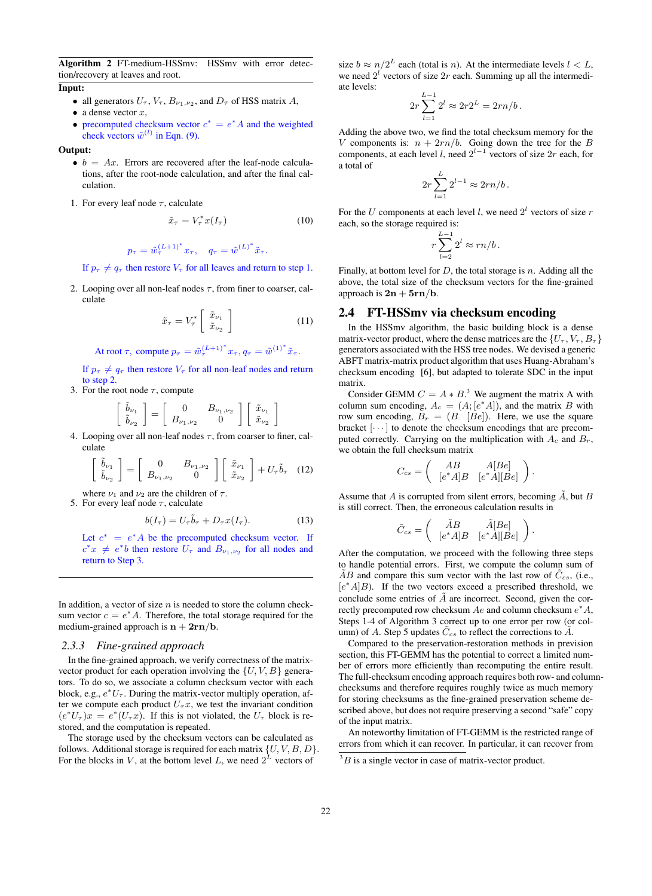**Algorithm 2** FT-medium-HSSmv: HSSmv with error detection/recovery at leaves and root.

**Input:**

- all generators $U_\tau$, $V_\tau$, $B_{\nu_1,\nu_2}$, and $D_\tau$ of HSS matrix $A$,
- a dense vector $x$,
- precomputed checksum vector $c^* = e^* A$ and the weighted check vectors $\tilde{w}^{(l)}$ in Eqn. (9).

**Output:**

- $b = Ax$. Errors are recovered after the leaf-node calculations, after the root-node calculation, and after the final calculation.

1. For every leaf node $\tau$, calculate
$$\tilde{x}_\tau = V_\tau^* x(I_\tau) \tag{10}$$
$$p_\tau = \tilde{w}_\tau^{(L+1)^*} x_\tau, \quad q_\tau = \tilde{w}^{(L)^*} \tilde{x}_\tau.$$
If $p_\tau \neq q_\tau$ then restore $V_\tau$ for all leaves and return to step 1.
2. Looping over all non-leaf nodes $\tau$, from finer to coarser, calculate
$$\tilde{x}_\tau = V_\tau^* \begin{bmatrix} \tilde{x}_{\nu_1} \\ \tilde{x}_{\nu_2} \end{bmatrix} \tag{11}$$
At root $\tau$, compute $p_\tau = \tilde{w}_\tau^{(L+1)^*} x_\tau, q_\tau = \tilde{w}^{(1)^*} \tilde{x}_\tau$.
If $p_\tau \neq q_\tau$ then restore $V_\tau$ for all non-leaf nodes and return to step 2.
3. For the root node $\tau$, compute
$$\begin{bmatrix} \tilde{b}_{\nu_1} \\ \tilde{b}_{\nu_2} \end{bmatrix} = \begin{bmatrix} 0 & B_{\nu_1,\nu_2} \\ B_{\nu_1,\nu_2} & 0 \end{bmatrix} \begin{bmatrix} \tilde{x}_{\nu_1} \\ \tilde{x}_{\nu_2} \end{bmatrix}$$
4. Looping over all non-leaf nodes $\tau$, from coarser to finer, calculate
$$\begin{bmatrix} \tilde{b}_{\nu_1} \\ \tilde{b}_{\nu_2} \end{bmatrix} = \begin{bmatrix} 0 & B_{\nu_1,\nu_2} \\ B_{\nu_1,\nu_2} & 0 \end{bmatrix} \begin{bmatrix} \tilde{x}_{\nu_1} \\ \tilde{x}_{\nu_2} \end{bmatrix} + U_\tau \tilde{b}_\tau \tag{12}$$
where $\nu_1$ and $\nu_2$ are the children of $\tau$.
5. For every leaf node $\tau$, calculate
$$b(I_\tau) = U_\tau \tilde{b}_\tau + D_\tau x(I_\tau). \tag{13}$$
Let $c^* = e^* A$ be the precomputed checksum vector. If $c^* x \neq e^* b$ then restore $U_\tau$ and $B_{\nu_1,\nu_2}$ for all nodes and return to Step 3.

In addition, a vector of size $n$ is needed to store the column checksum vector $c = e^* A$. Therefore, the total storage required for the medium-grained approach is $\mathbf{n + 2rn/b}$.

### 2.3.3 *Fine-grained approach*

In the fine-grained approach, we verify correctness of the matrix-vector product for each operation involving the $\{U, V, B\}$ generators. To do so, we associate a column checksum vector with each block, e.g., $e^* U_\tau$. During the matrix-vector multiply operation, after we compute each product $U_\tau x$, we test the invariant condition $(e^* U_\tau) x = e^* (U_\tau x)$. If this is not violated, the $U_\tau$ block is restored, and the computation is repeated.

The storage used by the checksum vectors can be calculated as follows. Additional storage is required for each matrix $\{U, V, B, D\}$. For the blocks in $V$, at the bottom level $L$, we need $2^L$ vectors of size $b \approx n/2^L$ each (total is $n$). At the intermediate levels $l < L$, we need $2^l$ vectors of size $2r$ each. Summing up all the intermediate levels:
$$2r \sum_{l=1}^{L-1} 2^l \approx 2r 2^L = 2rn/b.$$
Adding the above two, we find the total checksum memory for the $V$ components is: $n + 2rn/b$. Going down the tree for the $B$ components, at each level $l$, need $2^{l-1}$ vectors of size $2r$ each, for a total of
$$2r \sum_{l=1}^{L} 2^{l-1} \approx 2rn/b.$$
For the $U$ components at each level $l$, we need $2^l$ vectors of size $r$ each, so the storage required is:
$$r \sum_{l=2}^{L-1} 2^l \approx rn/b.$$
Finally, at bottom level for $D$, the total storage is $n$. Adding all the above, the total size of the checksum vectors for the fine-grained approach is $\mathbf{2n + 5rn/b}$.

## 2.4 FT-HSSmv via checksum encoding

In the HSSmv algorithm, the basic building block is a dense matrix-vector product, where the dense matrices are the $\{U_\tau, V_\tau, B_\tau\}$ generators associated with the HSS tree nodes. We devised a generic ABFT matrix-matrix product algorithm that uses Huang-Abraham's checksum encoding [6], but adapted to tolerate SDC in the input matrix.

Consider GEMM $C = A * B$.[3] We augment the matrix A with column sum encoding, $A_c = (A; [e^* A])$, and the matrix $B$ with row sum encoding, $B_r = (B \ \ [Be])$. Here, we use the square bracket $[\cdots]$ to denote the checksum encodings that are precomputed correctly. Carrying on the multiplication with $A_c$ and $B_r$, we obtain the full checksum matrix
$$C_{cs} = \begin{pmatrix} AB & A[Be] \\ [e^* A]B & [e^* A][Be] \end{pmatrix}.$$
Assume that $A$ is corrupted from silent errors, becoming $\tilde{A}$, but $B$ is still correct. Then, the erroneous calculation results in
$$\tilde{C}_{cs} = \begin{pmatrix} \tilde{A}B & \tilde{A}[Be] \\ [e^* A]B & [e^* A][Be] \end{pmatrix}.$$
After the computation, we proceed with the following three steps to handle potential errors. First, we compute the column sum of $\tilde{A}B$ and compare this sum vector with the last row of $\tilde{C}_{cs}$, (i.e., $[e^* A]B$). If the two vectors exceed a prescribed threshold, we conclude some entries of $\tilde{A}$ are incorrect. Second, given the correctly precomputed row checksum $Ae$ and column checksum $e^* A$, Steps 1-4 of Algorithm 3 correct up to one error per row (or column) of $A$. Step 5 updates $\tilde{C}_{cs}$ to reflect the corrections to $\tilde{A}$.

Compared to the preservation-restoration methods in prevision section, this FT-GEMM has the potential to correct a limited number of errors more efficiently than recomputing the entire result. The full-checksum encoding approach requires both row- and column-checksums and therefore requires roughly twice as much memory for storing checksums as the fine-grained preservation scheme described above, but does not require preserving a second "safe" copy of the input matrix.

An noteworthy limitation of FT-GEMM is the restricted range of errors from which it can recover. In particular, it can recover from

[3] $B$ is a single vector in case of matrix-vector product.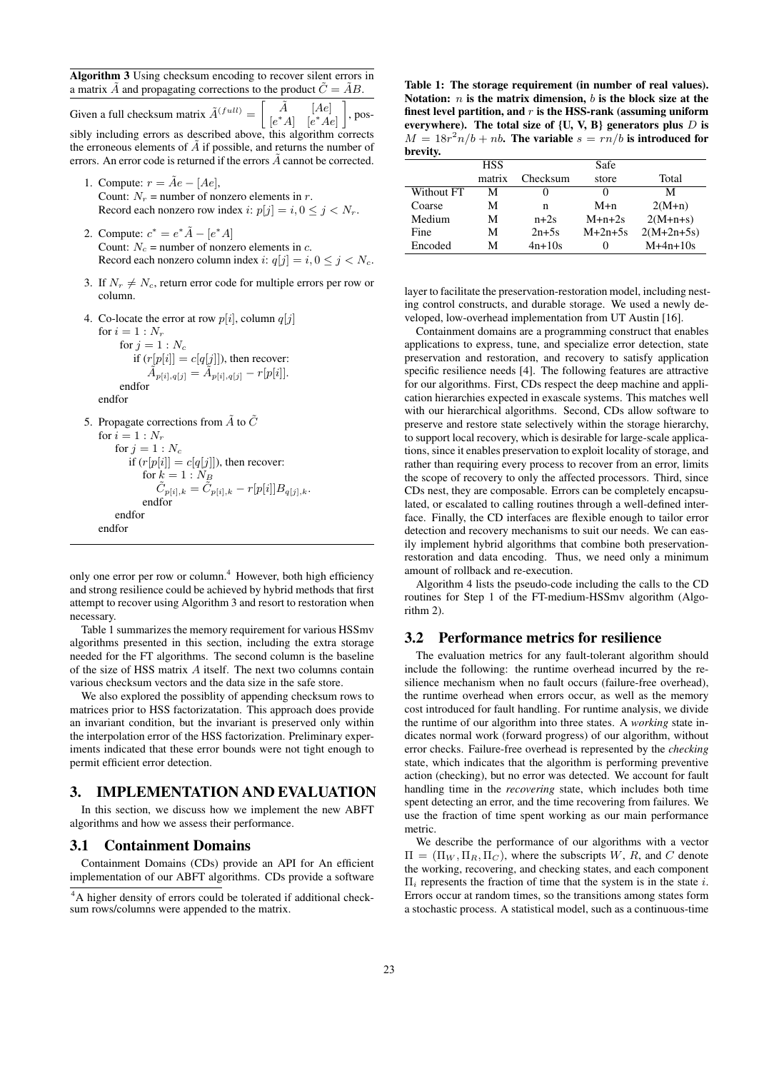**Algorithm 3** Using checksum encoding to recover silent errors in a matrix $\tilde{A}$ and propagating corrections to the product $\tilde{C} = \tilde{A}B$.

Given a full checksum matrix $\tilde{A}^{(full)} = \begin{bmatrix} \tilde{A} & [Ae] \\ [e^*A] & [e^*Ae] \end{bmatrix}$, possibly including errors as described above, this algorithm corrects the erroneous elements of $\tilde{A}$ if possible, and returns the number of errors. An error code is returned if the errors $\tilde{A}$ cannot be corrected.

1. Compute: $r = \tilde{A}e - [Ae]$,
   Count: $N_r$ = number of nonzero elements in $r$.
   Record each nonzero row index $i$: $p[j] = i, 0 \le j < N_r$.
2. Compute: $c^* = e^*\tilde{A} - [e^*A]$
   Count: $N_c$ = number of nonzero elements in $c$.
   Record each nonzero column index $i$: $q[j] = i, 0 \le j < N_c$.
3. If $N_r \ne N_c$, return error code for multiple errors per row or column.
4. Co-locate the error at row $p[i]$, column $q[j]$

```
for i = 1 : N_r
    for j = 1 : N_c
        if (r[p[i]] = c[q[j]]), then recover:
            Ã_{p[i],q[j]} = Ã_{p[i],q[j]} − r[p[i]].
    endfor
endfor
```

5. Propagate corrections from $\tilde{A}$ to $\tilde{C}$

```
for i = 1 : N_r
    for j = 1 : N_c
        if (r[p[i]] = c[q[j]]), then recover:
            for k = 1 : N_B
                C̃_{p[i],k} = C̃_{p[i],k} − r[p[i]]B_{q[j],k}.
            endfor
    endfor
endfor
```

only one error per row or column.[4] However, both high efficiency and strong resilience could be achieved by hybrid methods that first attempt to recover using Algorithm 3 and resort to restoration when necessary.

Table 1 summarizes the memory requirement for various HSSmv algorithms presented in this section, including the extra storage needed for the FT algorithms. The second column is the baseline of the size of HSS matrix $A$ itself. The next two columns contain various checksum vectors and the data size in the safe store.

We also explored the possiblity of appending checksum rows to matrices prior to HSS factorizatation. This approach does provide an invariant condition, but the invariant is preserved only within the interpolation error of the HSS factorization. Preliminary experiments indicated that these error bounds were not tight enough to permit efficient error detection.

# 3. IMPLEMENTATION AND EVALUATION

In this section, we discuss how we implement the new ABFT algorithms and how we assess their performance.

## 3.1 Containment Domains

Containment Domains (CDs) provide an API for An efficient implementation of our ABFT algorithms. CDs provide a software layer to facilitate the preservation-restoration model, including nesting control constructs, and durable storage. We used a newly developed, low-overhead implementation from UT Austin [16].

[4] A higher density of errors could be tolerated if additional checksum rows/columns were appended to the matrix.

**Table 1: The storage requirement (in number of real values). Notation: $n$ is the matrix dimension, $b$ is the block size at the finest level partition, and $r$ is the HSS-rank (assuming uniform everywhere). The total size of {U, V, B} generators plus $D$ is $M = 18r^2n/b + nb$. The variable $s = rn/b$ is introduced for brevity.**

| | HSS matrix | Checksum | Safe store | Total |
|---|---|---|---|---|
| Without FT | M | 0 | 0 | M |
| Coarse | M | n | M+n | 2(M+n) |
| Medium | M | n+2s | M+n+2s | 2(M+n+s) |
| Fine | M | 2n+5s | M+2n+5s | 2(M+2n+5s) |
| Encoded | M | 4n+10s | 0 | M+4n+10s |

Containment domains are a programming construct that enables applications to express, tune, and specialize error detection, state preservation and restoration, and recovery to satisfy application specific resilience needs [4]. The following features are attractive for our algorithms. First, CDs respect the deep machine and application hierarchies expected in exascale systems. This matches well with our hierarchical algorithms. Second, CDs allow software to preserve and restore state selectively within the storage hierarchy, to support local recovery, which is desirable for large-scale applications, since it enables preservation to exploit locality of storage, and rather than requiring every process to recover from an error, limits the scope of recovery to only the affected processors. Third, since CDs nest, they are composable. Errors can be completely encapsulated, or escalated to calling routines through a well-defined interface. Finally, the CD interfaces are flexible enough to tailor error detection and recovery mechanisms to suit our needs. We can easily implement hybrid algorithms that combine both preservation-restoration and data encoding. Thus, we need only a minimum amount of rollback and re-execution.

Algorithm 4 lists the pseudo-code including the calls to the CD routines for Step 1 of the FT-medium-HSSmv algorithm (Algorithm 2).

## 3.2 Performance metrics for resilience

The evaluation metrics for any fault-tolerant algorithm should include the following: the runtime overhead incurred by the resilience mechanism when no fault occurs (failure-free overhead), the runtime overhead when errors occur, as well as the memory cost introduced for fault handling. For runtime analysis, we divide the runtime of our algorithm into three states. A *working* state indicates normal work (forward progress) of our algorithm, without error checks. Failure-free overhead is represented by the *checking* state, which indicates that the algorithm is performing preventive action (checking), but no error was detected. We account for fault handling time in the *recovering* state, which includes both time spent detecting an error, and the time recovering from failures. We use the fraction of time spent working as our main performance metric.

We describe the performance of our algorithms with a vector $\Pi = (\Pi_W, \Pi_R, \Pi_C)$, where the subscripts $W$, $R$, and $C$ denote the working, recovering, and checking states, and each component $\Pi_i$ represents the fraction of time that the system is in the state $i$. Errors occur at random times, so the transitions among states form a stochastic process. A statistical model, such as a continuous-time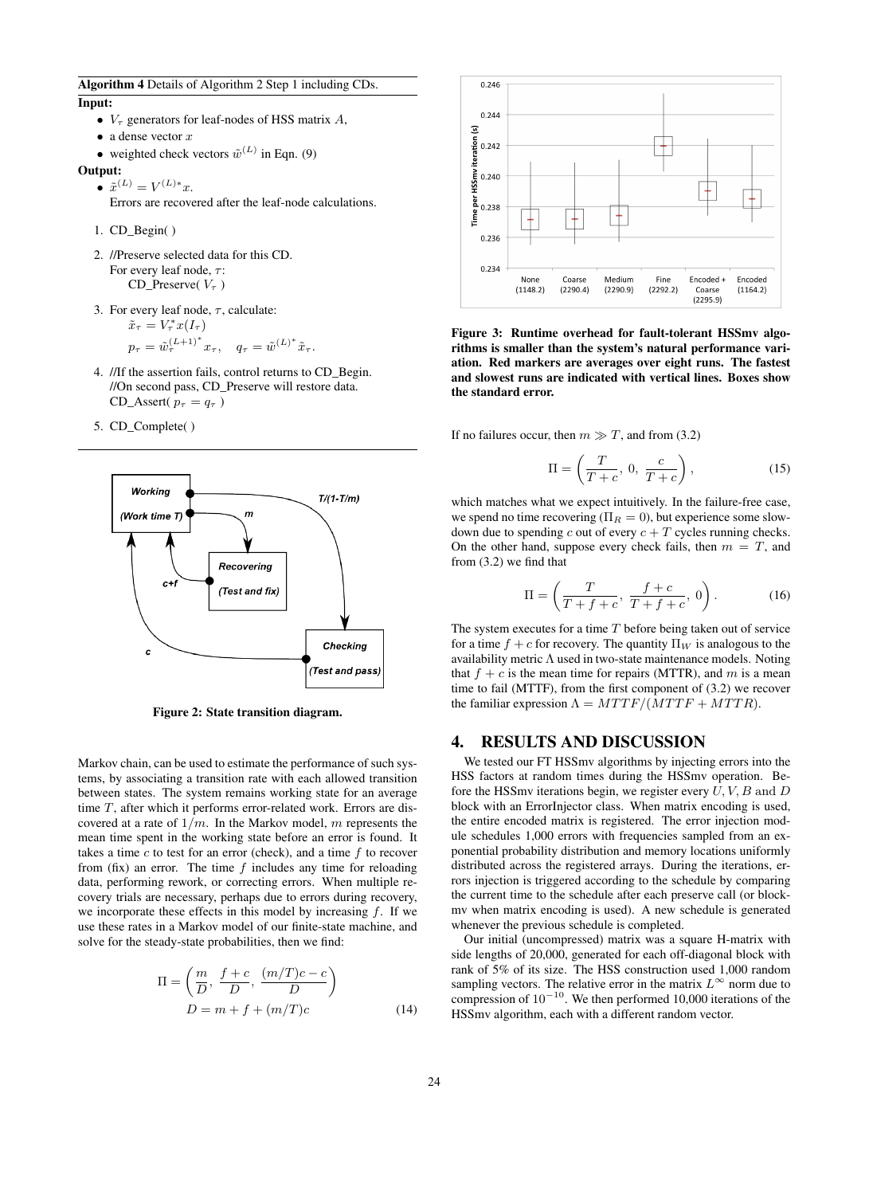**Algorithm 4** Details of Algorithm 2 Step 1 including CDs.

**Input:**

- $V_\tau$ generators for leaf-nodes of HSS matrix $A$,
- a dense vector $x$
- weighted check vectors $\tilde{w}^{(L)}$ in Eqn. (9)

**Output:**

- $\tilde{x}^{(L)} = V^{(L)*}x$.
  Errors are recovered after the leaf-node calculations.

1. CD_Begin( )
2. //Preserve selected data for this CD.
   For every leaf node, $\tau$:
   CD_Preserve( $V_\tau$ )
3. For every leaf node, $\tau$, calculate:
   $\tilde{x}_\tau = V_\tau^* x(I_\tau)$
   $p_\tau = \tilde{w}_\tau^{(L+1)^*} x_\tau, \quad q_\tau = \tilde{w}^{(L)^*} \tilde{x}_\tau.$
4. //If the assertion fails, control returns to CD_Begin.
   //On second pass, CD_Preserve will restore data.
   CD_Assert( $p_\tau = q_\tau$ )
5. CD_Complete( )

Figure 2: State transition diagram.

Markov chain, can be used to estimate the performance of such systems, by associating a transition rate with each allowed transition between states. The system remains working state for an average time $T$, after which it performs error-related work. Errors are discovered at a rate of $1/m$. In the Markov model, $m$ represents the mean time spent in the working state before an error is found. It takes a time $c$ to test for an error (check), and a time $f$ to recover from (fix) an error. The time $f$ includes any time for reloading data, performing rework, or correcting errors. When multiple recovery trials are necessary, perhaps due to errors during recovery, we incorporate these effects in this model by increasing $f$. If we use these rates in a Markov model of our finite-state machine, and solve for the steady-state probabilities, then we find:

$$\Pi = \left( \frac{m}{D}, \ \frac{f+c}{D}, \ \frac{(m/T)c - c}{D} \right)$$
$$D = m + f + (m/T)c \tag{14}$$

Figure 3: Runtime overhead for fault-tolerant HSSmv algorithms is smaller than the system's natural performance variation. Red markers are averages over eight runs. The fastest and slowest runs are indicated with vertical lines. Boxes show the standard error.

If no failures occur, then $m \gg T$, and from (3.2)

$$\Pi = \left( \frac{T}{T+c}, \ 0, \ \frac{c}{T+c} \right), \tag{15}$$

which matches what we expect intuitively. In the failure-free case, we spend no time recovering ($\Pi_R = 0$), but experience some slowdown due to spending $c$ out of every $c + T$ cycles running checks. On the other hand, suppose every check fails, then $m = T$, and from (3.2) we find that

$$\Pi = \left( \frac{T}{T+f+c}, \ \frac{f+c}{T+f+c}, \ 0 \right). \tag{16}$$

The system executes for a time $T$ before being taken out of service for a time $f + c$ for recovery. The quantity $\Pi_W$ is analogous to the availability metric $\Lambda$ used in two-state maintenance models. Noting that $f + c$ is the mean time for repairs (MTTR), and $m$ is a mean time to fail (MTTF), from the first component of (3.2) we recover the familiar expression $\Lambda = MTTF/(MTTF + MTTR)$.

## 4. RESULTS AND DISCUSSION

We tested our FT HSSmv algorithms by injecting errors into the HSS factors at random times during the HSSmv operation. Before the HSSmv iterations begin, we register every $U, V, B$ and $D$ block with an ErrorInjector class. When matrix encoding is used, the entire encoded matrix is registered. The error injection module schedules 1,000 errors with frequencies sampled from an exponential probability distribution and memory locations uniformly distributed across the registered arrays. During the iterations, errors injection is triggered according to the schedule by comparing the current time to the schedule after each preserve call (or block-mv when matrix encoding is used). A new schedule is generated whenever the previous schedule is completed.

Our initial (uncompressed) matrix was a square H-matrix with side lengths of 20,000, generated for each off-diagonal block with rank of 5% of its size. The HSS construction used 1,000 random sampling vectors. The relative error in the matrix $L^\infty$ norm due to compression of $10^{-10}$. We then performed 10,000 iterations of the HSSmv algorithm, each with a different random vector.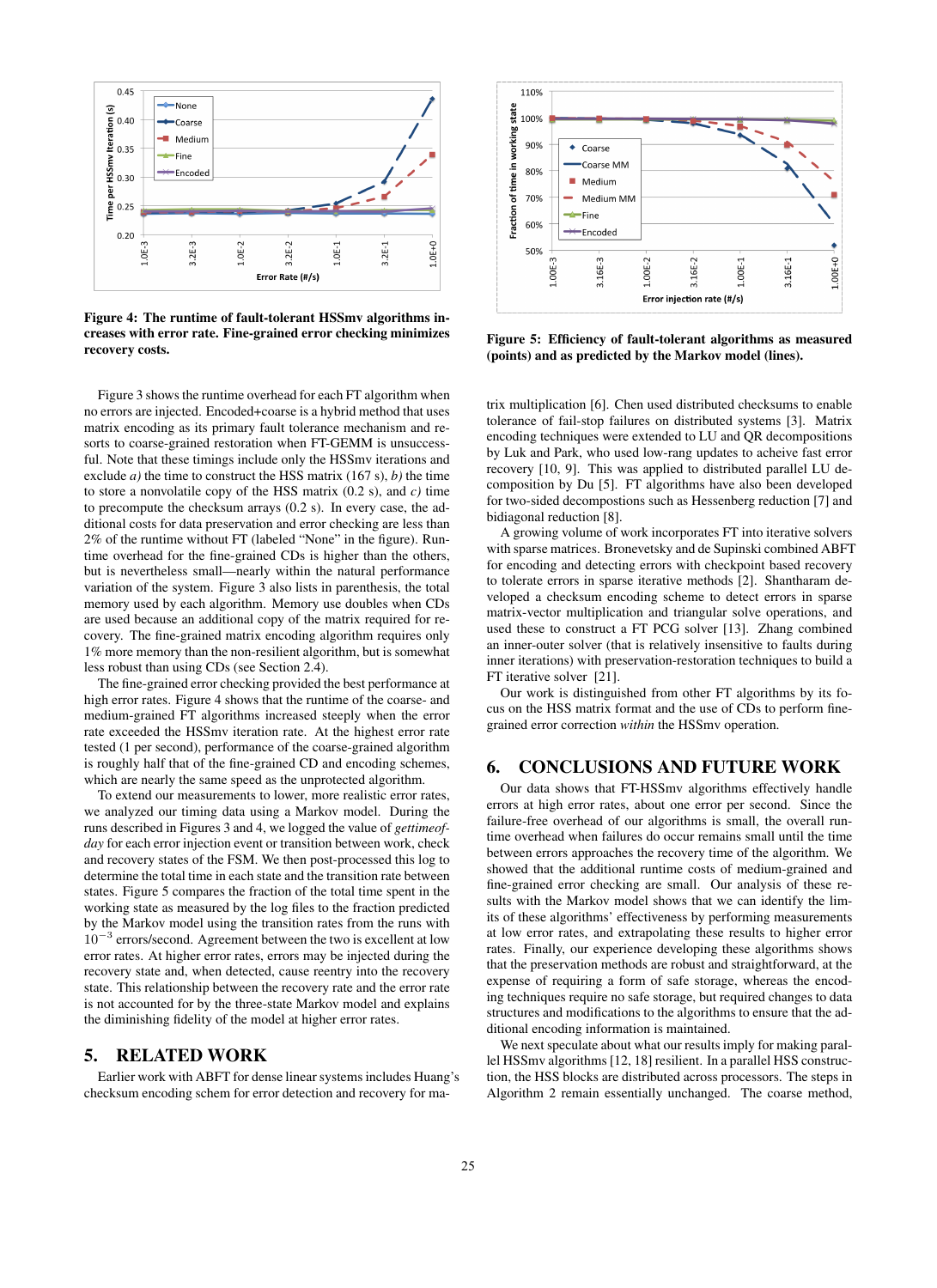Figure 4: The runtime of fault-tolerant HSSmv algorithms increases with error rate. Fine-grained error checking minimizes recovery costs.

Figure 5: Efficiency of fault-tolerant algorithms as measured (points) and as predicted by the Markov model (lines).

Figure 3 shows the runtime overhead for each FT algorithm when no errors are injected. Encoded+coarse is a hybrid method that uses matrix encoding as its primary fault tolerance mechanism and resorts to coarse-grained restoration when FT-GEMM is unsuccessful. Note that these timings include only the HSSmv iterations and exclude *a)* the time to construct the HSS matrix (167 s), *b)* the time to store a nonvolatile copy of the HSS matrix (0.2 s), and *c)* time to precompute the checksum arrays (0.2 s). In every case, the additional costs for data preservation and error checking are less than 2% of the runtime without FT (labeled "None" in the figure). Runtime overhead for the fine-grained CDs is higher than the others, but is nevertheless small—nearly within the natural performance variation of the system. Figure 3 also lists in parenthesis, the total memory used by each algorithm. Memory use doubles when CDs are used because an additional copy of the matrix required for recovery. The fine-grained matrix encoding algorithm requires only 1% more memory than the non-resilient algorithm, but is somewhat less robust than using CDs (see Section 2.4).

The fine-grained error checking provided the best performance at high error rates. Figure 4 shows that the runtime of the coarse- and medium-grained FT algorithms increased steeply when the error rate exceeded the HSSmv iteration rate. At the highest error rate tested (1 per second), performance of the coarse-grained algorithm is roughly half that of the fine-grained CD and encoding schemes, which are nearly the same speed as the unprotected algorithm.

To extend our measurements to lower, more realistic error rates, we analyzed our timing data using a Markov model. During the runs described in Figures 3 and 4, we logged the value of *gettimeofday* for each error injection event or transition between work, check and recovery states of the FSM. We then post-processed this log to determine the total time in each state and the transition rate between states. Figure 5 compares the fraction of the total time spent in the working state as measured by the log files to the fraction predicted by the Markov model using the transition rates from the runs with $10^{-3}$ errors/second. Agreement between the two is excellent at low error rates. At higher error rates, errors may be injected during the recovery state and, when detected, cause reentry into the recovery state. This relationship between the recovery rate and the error rate is not accounted for by the three-state Markov model and explains the diminishing fidelity of the model at higher error rates.

## 5. RELATED WORK

Earlier work with ABFT for dense linear systems includes Huang's checksum encoding schem for error detection and recovery for matrix multiplication [6]. Chen used distributed checksums to enable tolerance of fail-stop failures on distributed systems [3]. Matrix encoding techniques were extended to LU and QR decompositions by Luk and Park, who used low-rang updates to acheive fast error recovery [10, 9]. This was applied to distributed parallel LU decomposition by Du [5]. FT algorithms have also been developed for two-sided decompostions such as Hessenberg reduction [7] and bidiagonal reduction [8].

A growing volume of work incorporates FT into iterative solvers with sparse matrices. Bronevetsky and de Supinski combined ABFT for encoding and detecting errors with checkpoint based recovery to tolerate errors in sparse iterative methods [2]. Shantharam developed a checksum encoding scheme to detect errors in sparse matrix-vector multiplication and triangular solve operations, and used these to construct a FT PCG solver [13]. Zhang combined an inner-outer solver (that is relatively insensitive to faults during inner iterations) with preservation-restoration techniques to build a FT iterative solver [21].

Our work is distinguished from other FT algorithms by its focus on the HSS matrix format and the use of CDs to perform fine-grained error correction *within* the HSSmv operation.

## 6. CONCLUSIONS AND FUTURE WORK

Our data shows that FT-HSSmv algorithms effectively handle errors at high error rates, about one error per second. Since the failure-free overhead of our algorithms is small, the overall runtime overhead when failures do occur remains small until the time between errors approaches the recovery time of the algorithm. We showed that the additional runtime costs of medium-grained and fine-grained error checking are small. Our analysis of these results with the Markov model shows that we can identify the limits of these algorithms' effectiveness by performing measurements at low error rates, and extrapolating these results to higher error rates. Finally, our experience developing these algorithms shows that the preservation methods are robust and straightforward, at the expense of requiring a form of safe storage, whereas the encoding techniques require no safe storage, but required changes to data structures and modifications to the algorithms to ensure that the additional encoding information is maintained.

We next speculate about what our results imply for making parallel HSSmv algorithms [12, 18] resilient. In a parallel HSS construction, the HSS blocks are distributed across processors. The steps in Algorithm 2 remain essentially unchanged. The coarse method,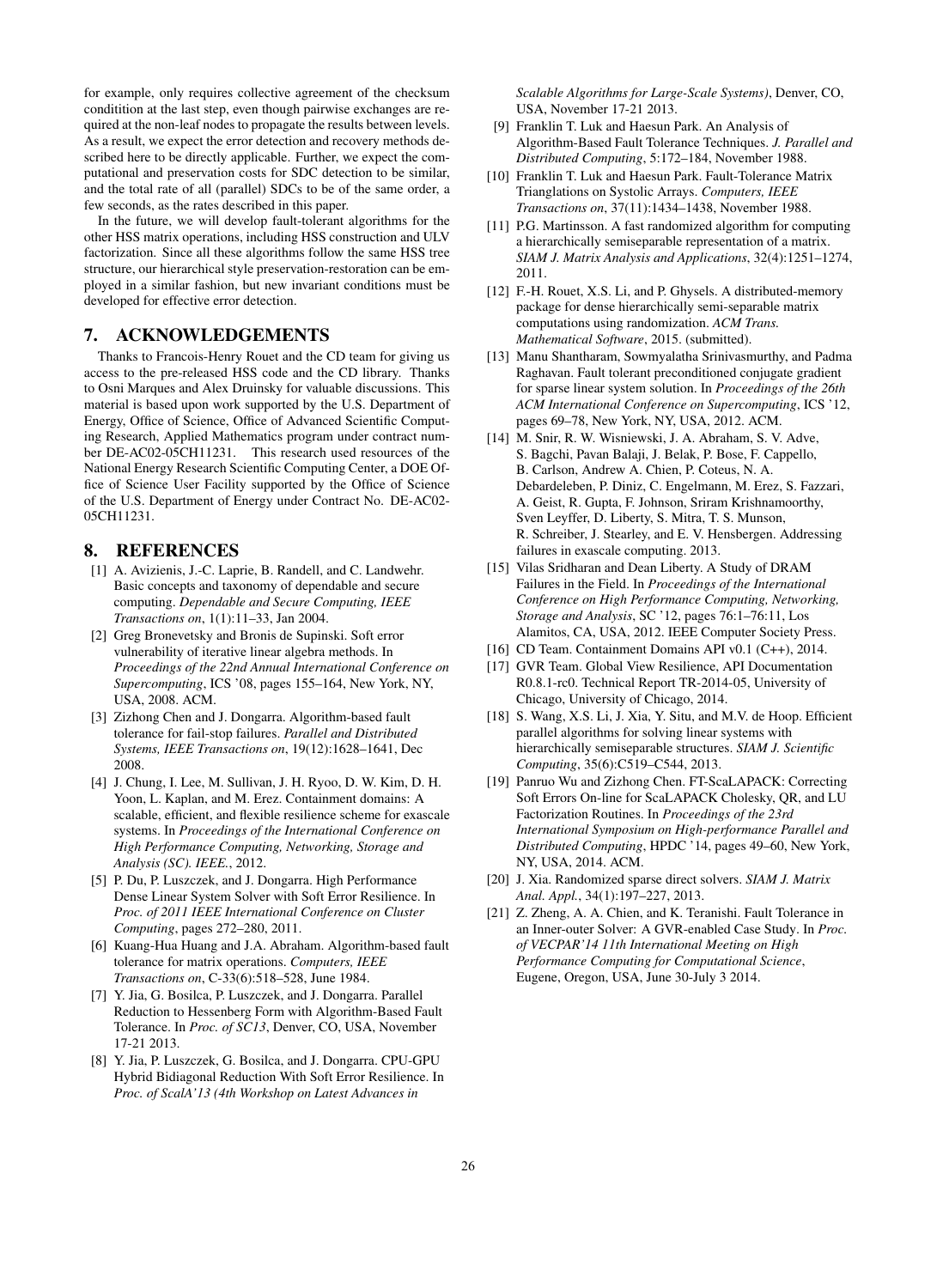for example, only requires collective agreement of the checksum conditition at the last step, even though pairwise exchanges are required at the non-leaf nodes to propagate the results between levels. As a result, we expect the error detection and recovery methods described here to be directly applicable. Further, we expect the computational and preservation costs for SDC detection to be similar, and the total rate of all (parallel) SDCs to be of the same order, a few seconds, as the rates described in this paper.

In the future, we will develop fault-tolerant algorithms for the other HSS matrix operations, including HSS construction and ULV factorization. Since all these algorithms follow the same HSS tree structure, our hierarchical style preservation-restoration can be employed in a similar fashion, but new invariant conditions must be developed for effective error detection.

## 7. ACKNOWLEDGEMENTS

Thanks to Francois-Henry Rouet and the CD team for giving us access to the pre-released HSS code and the CD library. Thanks to Osni Marques and Alex Druinsky for valuable discussions. This material is based upon work supported by the U.S. Department of Energy, Office of Science, Office of Advanced Scientific Computing Research, Applied Mathematics program under contract number DE-AC02-05CH11231. This research used resources of the National Energy Research Scientific Computing Center, a DOE Office of Science User Facility supported by the Office of Science of the U.S. Department of Energy under Contract No. DE-AC02-05CH11231.

## 8. REFERENCES

[1] A. Avizienis, J.-C. Laprie, B. Randell, and C. Landwehr. Basic concepts and taxonomy of dependable and secure computing. *Dependable and Secure Computing, IEEE Transactions on*, 1(1):11–33, Jan 2004.

[2] Greg Bronevetsky and Bronis de Supinski. Soft error vulnerability of iterative linear algebra methods. In *Proceedings of the 22nd Annual International Conference on Supercomputing*, ICS '08, pages 155–164, New York, NY, USA, 2008. ACM.

[3] Zizhong Chen and J. Dongarra. Algorithm-based fault tolerance for fail-stop failures. *Parallel and Distributed Systems, IEEE Transactions on*, 19(12):1628–1641, Dec 2008.

[4] J. Chung, I. Lee, M. Sullivan, J. H. Ryoo, D. W. Kim, D. H. Yoon, L. Kaplan, and M. Erez. Containment domains: A scalable, efficient, and flexible resilience scheme for exascale systems. In *Proceedings of the International Conference on High Performance Computing, Networking, Storage and Analysis (SC). IEEE.*, 2012.

[5] P. Du, P. Luszczek, and J. Dongarra. High Performance Dense Linear System Solver with Soft Error Resilience. In *Proc. of 2011 IEEE International Conference on Cluster Computing*, pages 272–280, 2011.

[6] Kuang-Hua Huang and J.A. Abraham. Algorithm-based fault tolerance for matrix operations. *Computers, IEEE Transactions on*, C-33(6):518–528, June 1984.

[7] Y. Jia, G. Bosilca, P. Luszczek, and J. Dongarra. Parallel Reduction to Hessenberg Form with Algorithm-Based Fault Tolerance. In *Proc. of SC13*, Denver, CO, USA, November 17-21 2013.

[8] Y. Jia, P. Luszczek, G. Bosilca, and J. Dongarra. CPU-GPU Hybrid Bidiagonal Reduction With Soft Error Resilience. In *Proc. of ScalA'13 (4th Workshop on Latest Advances in Scalable Algorithms for Large-Scale Systems)*, Denver, CO, USA, November 17-21 2013.

[9] Franklin T. Luk and Haesun Park. An Analysis of Algorithm-Based Fault Tolerance Techniques. *J. Parallel and Distributed Computing*, 5:172–184, November 1988.

[10] Franklin T. Luk and Haesun Park. Fault-Tolerance Matrix Trianglations on Systolic Arrays. *Computers, IEEE Transactions on*, 37(11):1434–1438, November 1988.

[11] P.G. Martinsson. A fast randomized algorithm for computing a hierarchically semiseparable representation of a matrix. *SIAM J. Matrix Analysis and Applications*, 32(4):1251–1274, 2011.

[12] F.-H. Rouet, X.S. Li, and P. Ghysels. A distributed-memory package for dense hierarchically semi-separable matrix computations using randomization. *ACM Trans. Mathematical Software*, 2015. (submitted).

[13] Manu Shantharam, Sowmyalatha Srinivasmurthy, and Padma Raghavan. Fault tolerant preconditioned conjugate gradient for sparse linear system solution. In *Proceedings of the 26th ACM International Conference on Supercomputing*, ICS '12, pages 69–78, New York, NY, USA, 2012. ACM.

[14] M. Snir, R. W. Wisniewski, J. A. Abraham, S. V. Adve, S. Bagchi, Pavan Balaji, J. Belak, P. Bose, F. Cappello, B. Carlson, Andrew A. Chien, P. Coteus, N. A. Debardeleben, P. Diniz, C. Engelmann, M. Erez, S. Fazzari, A. Geist, R. Gupta, F. Johnson, Sriram Krishnamoorthy, Sven Leyffer, D. Liberty, S. Mitra, T. S. Munson, R. Schreiber, J. Stearley, and E. V. Hensbergen. Addressing failures in exascale computing. 2013.

[15] Vilas Sridharan and Dean Liberty. A Study of DRAM Failures in the Field. In *Proceedings of the International Conference on High Performance Computing, Networking, Storage and Analysis*, SC '12, pages 76:1–76:11, Los Alamitos, CA, USA, 2012. IEEE Computer Society Press.

[16] CD Team. Containment Domains API v0.1 (C++), 2014.

[17] GVR Team. Global View Resilience, API Documentation R0.8.1-rc0. Technical Report TR-2014-05, University of Chicago, University of Chicago, 2014.

[18] S. Wang, X.S. Li, J. Xia, Y. Situ, and M.V. de Hoop. Efficient parallel algorithms for solving linear systems with hierarchically semiseparable structures. *SIAM J. Scientific Computing*, 35(6):C519–C544, 2013.

[19] Panruo Wu and Zizhong Chen. FT-ScaLAPACK: Correcting Soft Errors On-line for ScaLAPACK Cholesky, QR, and LU Factorization Routines. In *Proceedings of the 23rd International Symposium on High-performance Parallel and Distributed Computing*, HPDC '14, pages 49–60, New York, NY, USA, 2014. ACM.

[20] J. Xia. Randomized sparse direct solvers. *SIAM J. Matrix Anal. Appl.*, 34(1):197–227, 2013.

[21] Z. Zheng, A. A. Chien, and K. Teranishi. Fault Tolerance in an Inner-outer Solver: A GVR-enabled Case Study. In *Proc. of VECPAR'14 11th International Meeting on High Performance Computing for Computational Science*, Eugene, Oregon, USA, June 30-July 3 2014.